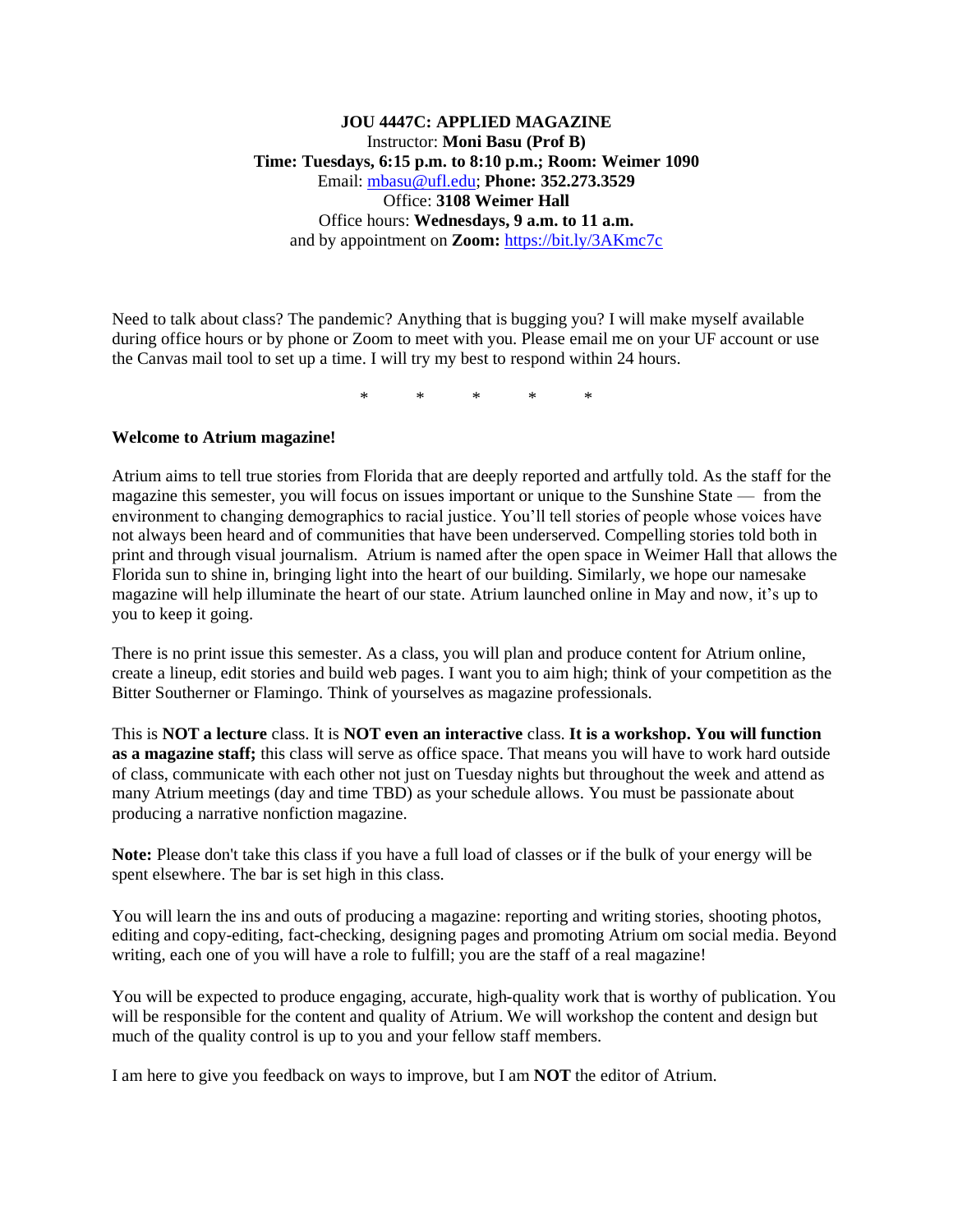**JOU 4447C: APPLIED MAGAZINE**
Instructor: **Moni Basu (Prof B)**
**Time: Tuesdays, 6:15 p.m. to 8:10 p.m.; Room: Weimer 1090**
Email: mbasu@ufl.edu; **Phone: 352.273.3529**
Office: **3108 Weimer Hall**
Office hours: **Wednesdays, 9 a.m. to 11 a.m.**
and by appointment on **Zoom:** https://bit.ly/3AKmc7c

Need to talk about class? The pandemic? Anything that is bugging you? I will make myself available during office hours or by phone or Zoom to meet with you. Please email me on your UF account or use the Canvas mail tool to set up a time. I will try my best to respond within 24 hours.

\* \* \* \* \*

**Welcome to Atrium magazine!**

Atrium aims to tell true stories from Florida that are deeply reported and artfully told. As the staff for the magazine this semester, you will focus on issues important or unique to the Sunshine State — from the environment to changing demographics to racial justice. You'll tell stories of people whose voices have not always been heard and of communities that have been underserved. Compelling stories told both in print and through visual journalism. Atrium is named after the open space in Weimer Hall that allows the Florida sun to shine in, bringing light into the heart of our building. Similarly, we hope our namesake magazine will help illuminate the heart of our state. Atrium launched online in May and now, it's up to you to keep it going.

There is no print issue this semester. As a class, you will plan and produce content for Atrium online, create a lineup, edit stories and build web pages. I want you to aim high; think of your competition as the Bitter Southerner or Flamingo. Think of yourselves as magazine professionals.

This is **NOT a lecture** class. It is **NOT even an interactive** class. **It is a workshop. You will function as a magazine staff;** this class will serve as office space. That means you will have to work hard outside of class, communicate with each other not just on Tuesday nights but throughout the week and attend as many Atrium meetings (day and time TBD) as your schedule allows. You must be passionate about producing a narrative nonfiction magazine.

**Note:** Please don't take this class if you have a full load of classes or if the bulk of your energy will be spent elsewhere. The bar is set high in this class.

You will learn the ins and outs of producing a magazine: reporting and writing stories, shooting photos, editing and copy-editing, fact-checking, designing pages and promoting Atrium om social media. Beyond writing, each one of you will have a role to fulfill; you are the staff of a real magazine!

You will be expected to produce engaging, accurate, high-quality work that is worthy of publication. You will be responsible for the content and quality of Atrium. We will workshop the content and design but much of the quality control is up to you and your fellow staff members.

I am here to give you feedback on ways to improve, but I am **NOT** the editor of Atrium.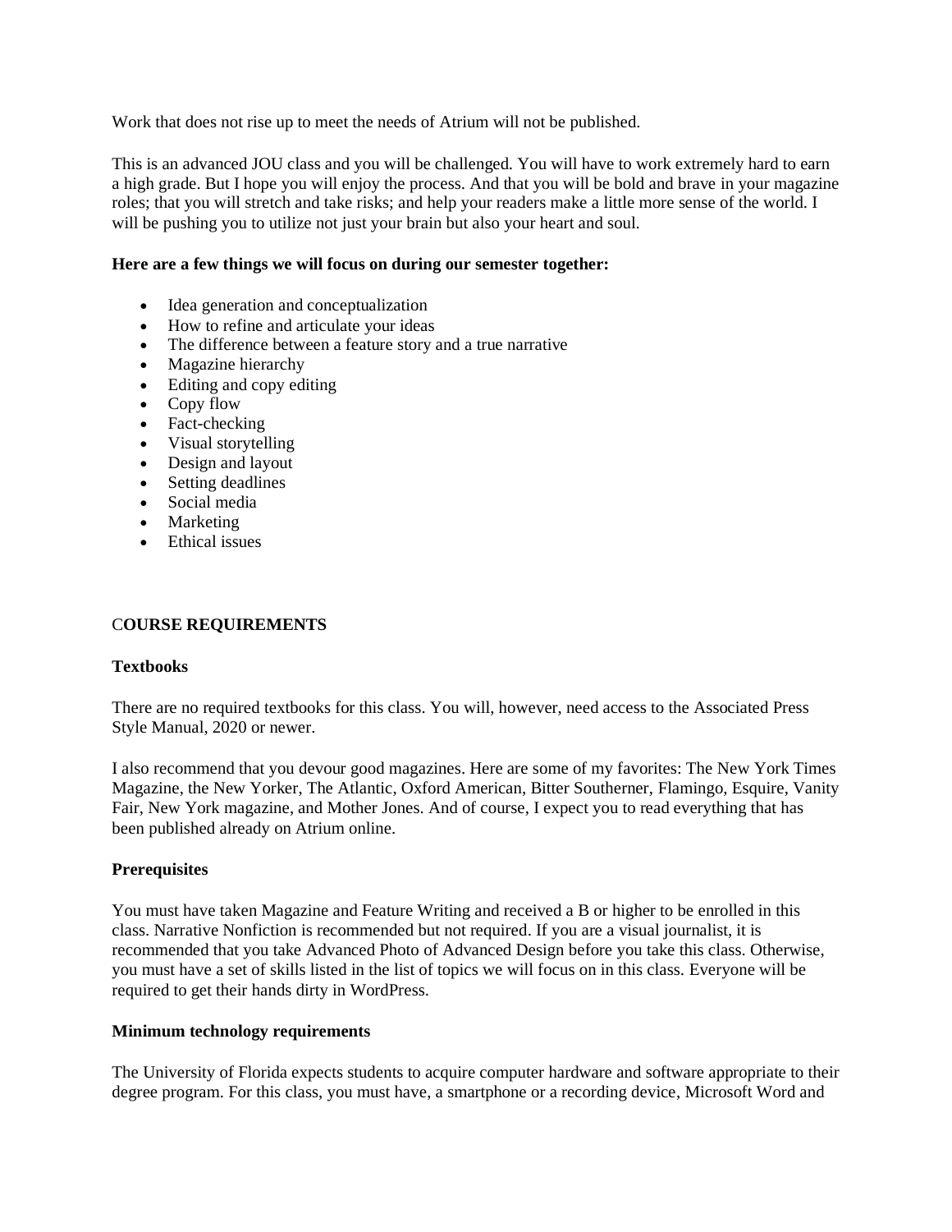Work that does not rise up to meet the needs of Atrium will not be published.

This is an advanced JOU class and you will be challenged. You will have to work extremely hard to earn a high grade. But I hope you will enjoy the process. And that you will be bold and brave in your magazine roles; that you will stretch and take risks; and help your readers make a little more sense of the world. I will be pushing you to utilize not just your brain but also your heart and soul.

**Here are a few things we will focus on during our semester together:**

- Idea generation and conceptualization
- How to refine and articulate your ideas
- The difference between a feature story and a true narrative
- Magazine hierarchy
- Editing and copy editing
- Copy flow
- Fact-checking
- Visual storytelling
- Design and layout
- Setting deadlines
- Social media
- Marketing
- Ethical issues

## COURSE REQUIREMENTS

### Textbooks

There are no required textbooks for this class. You will, however, need access to the Associated Press Style Manual, 2020 or newer.

I also recommend that you devour good magazines. Here are some of my favorites: The New York Times Magazine, the New Yorker, The Atlantic, Oxford American, Bitter Southerner, Flamingo, Esquire, Vanity Fair, New York magazine, and Mother Jones. And of course, I expect you to read everything that has been published already on Atrium online.

### Prerequisites

You must have taken Magazine and Feature Writing and received a B or higher to be enrolled in this class. Narrative Nonfiction is recommended but not required. If you are a visual journalist, it is recommended that you take Advanced Photo of Advanced Design before you take this class. Otherwise, you must have a set of skills listed in the list of topics we will focus on in this class. Everyone will be required to get their hands dirty in WordPress.

### Minimum technology requirements

The University of Florida expects students to acquire computer hardware and software appropriate to their degree program. For this class, you must have, a smartphone or a recording device, Microsoft Word and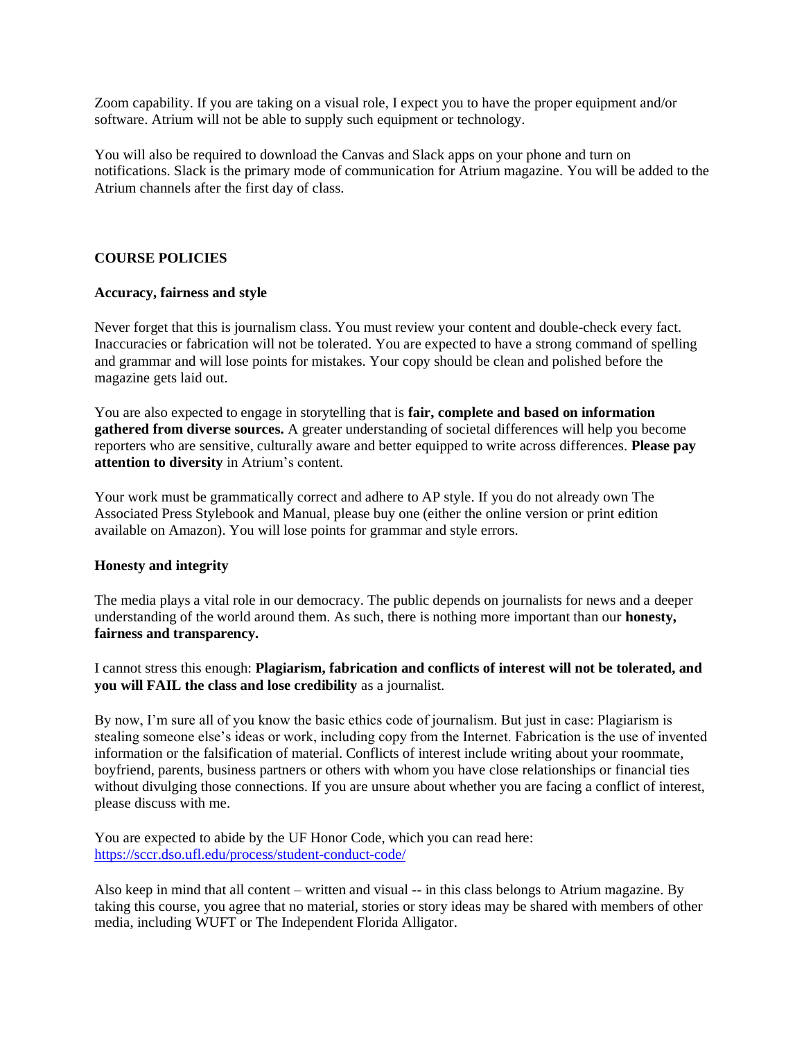Zoom capability. If you are taking on a visual role, I expect you to have the proper equipment and/or software. Atrium will not be able to supply such equipment or technology.

You will also be required to download the Canvas and Slack apps on your phone and turn on notifications. Slack is the primary mode of communication for Atrium magazine. You will be added to the Atrium channels after the first day of class.

## COURSE POLICIES

### Accuracy, fairness and style

Never forget that this is journalism class. You must review your content and double-check every fact. Inaccuracies or fabrication will not be tolerated. You are expected to have a strong command of spelling and grammar and will lose points for mistakes. Your copy should be clean and polished before the magazine gets laid out.

You are also expected to engage in storytelling that is **fair, complete and based on information gathered from diverse sources.** A greater understanding of societal differences will help you become reporters who are sensitive, culturally aware and better equipped to write across differences. **Please pay attention to diversity** in Atrium's content.

Your work must be grammatically correct and adhere to AP style. If you do not already own The Associated Press Stylebook and Manual, please buy one (either the online version or print edition available on Amazon). You will lose points for grammar and style errors.

### Honesty and integrity

The media plays a vital role in our democracy. The public depends on journalists for news and a deeper understanding of the world around them. As such, there is nothing more important than our **honesty, fairness and transparency.**

I cannot stress this enough: **Plagiarism, fabrication and conflicts of interest will not be tolerated, and you will FAIL the class and lose credibility** as a journalist.

By now, I'm sure all of you know the basic ethics code of journalism. But just in case: Plagiarism is stealing someone else's ideas or work, including copy from the Internet. Fabrication is the use of invented information or the falsification of material. Conflicts of interest include writing about your roommate, boyfriend, parents, business partners or others with whom you have close relationships or financial ties without divulging those connections. If you are unsure about whether you are facing a conflict of interest, please discuss with me.

You are expected to abide by the UF Honor Code, which you can read here: https://sccr.dso.ufl.edu/process/student-conduct-code/

Also keep in mind that all content – written and visual -- in this class belongs to Atrium magazine. By taking this course, you agree that no material, stories or story ideas may be shared with members of other media, including WUFT or The Independent Florida Alligator.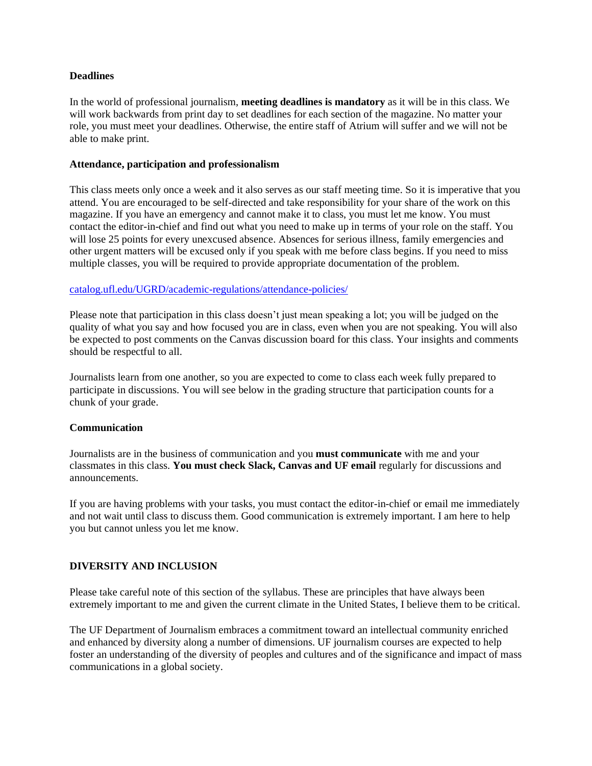**Deadlines**

In the world of professional journalism, **meeting deadlines is mandatory** as it will be in this class. We will work backwards from print day to set deadlines for each section of the magazine. No matter your role, you must meet your deadlines. Otherwise, the entire staff of Atrium will suffer and we will not be able to make print.

**Attendance, participation and professionalism**

This class meets only once a week and it also serves as our staff meeting time. So it is imperative that you attend. You are encouraged to be self-directed and take responsibility for your share of the work on this magazine. If you have an emergency and cannot make it to class, you must let me know. You must contact the editor-in-chief and find out what you need to make up in terms of your role on the staff. You will lose 25 points for every unexcused absence. Absences for serious illness, family emergencies and other urgent matters will be excused only if you speak with me before class begins. If you need to miss multiple classes, you will be required to provide appropriate documentation of the problem.

[catalog.ufl.edu/UGRD/academic-regulations/attendance-policies/](catalog.ufl.edu/UGRD/academic-regulations/attendance-policies/)

Please note that participation in this class doesn't just mean speaking a lot; you will be judged on the quality of what you say and how focused you are in class, even when you are not speaking. You will also be expected to post comments on the Canvas discussion board for this class. Your insights and comments should be respectful to all.

Journalists learn from one another, so you are expected to come to class each week fully prepared to participate in discussions. You will see below in the grading structure that participation counts for a chunk of your grade.

**Communication**

Journalists are in the business of communication and you **must communicate** with me and your classmates in this class. **You must check Slack, Canvas and UF email** regularly for discussions and announcements.

If you are having problems with your tasks, you must contact the editor-in-chief or email me immediately and not wait until class to discuss them. Good communication is extremely important. I am here to help you but cannot unless you let me know.

## DIVERSITY AND INCLUSION

Please take careful note of this section of the syllabus. These are principles that have always been extremely important to me and given the current climate in the United States, I believe them to be critical.

The UF Department of Journalism embraces a commitment toward an intellectual community enriched and enhanced by diversity along a number of dimensions. UF journalism courses are expected to help foster an understanding of the diversity of peoples and cultures and of the significance and impact of mass communications in a global society.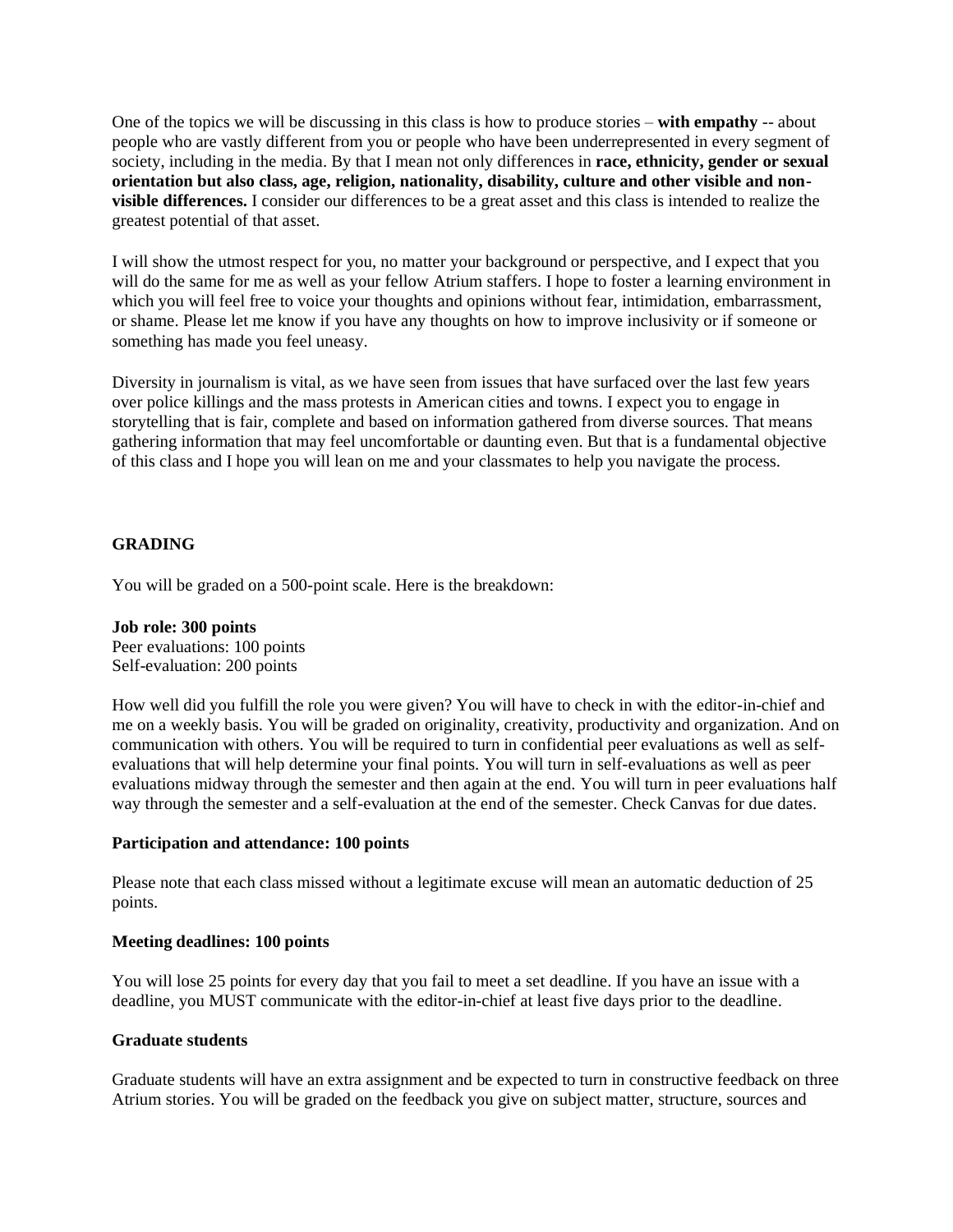One of the topics we will be discussing in this class is how to produce stories – **with empathy** -- about people who are vastly different from you or people who have been underrepresented in every segment of society, including in the media. By that I mean not only differences in **race, ethnicity, gender or sexual orientation but also class, age, religion, nationality, disability, culture and other visible and non-visible differences.** I consider our differences to be a great asset and this class is intended to realize the greatest potential of that asset.

I will show the utmost respect for you, no matter your background or perspective, and I expect that you will do the same for me as well as your fellow Atrium staffers. I hope to foster a learning environment in which you will feel free to voice your thoughts and opinions without fear, intimidation, embarrassment, or shame. Please let me know if you have any thoughts on how to improve inclusivity or if someone or something has made you feel uneasy.

Diversity in journalism is vital, as we have seen from issues that have surfaced over the last few years over police killings and the mass protests in American cities and towns. I expect you to engage in storytelling that is fair, complete and based on information gathered from diverse sources. That means gathering information that may feel uncomfortable or daunting even. But that is a fundamental objective of this class and I hope you will lean on me and your classmates to help you navigate the process.

## GRADING

You will be graded on a 500-point scale. Here is the breakdown:

**Job role: 300 points**
Peer evaluations: 100 points
Self-evaluation: 200 points

How well did you fulfill the role you were given? You will have to check in with the editor-in-chief and me on a weekly basis. You will be graded on originality, creativity, productivity and organization. And on communication with others. You will be required to turn in confidential peer evaluations as well as self-evaluations that will help determine your final points. You will turn in self-evaluations as well as peer evaluations midway through the semester and then again at the end. You will turn in peer evaluations half way through the semester and a self-evaluation at the end of the semester. Check Canvas for due dates.

**Participation and attendance: 100 points**

Please note that each class missed without a legitimate excuse will mean an automatic deduction of 25 points.

**Meeting deadlines: 100 points**

You will lose 25 points for every day that you fail to meet a set deadline. If you have an issue with a deadline, you MUST communicate with the editor-in-chief at least five days prior to the deadline.

**Graduate students**

Graduate students will have an extra assignment and be expected to turn in constructive feedback on three Atrium stories. You will be graded on the feedback you give on subject matter, structure, sources and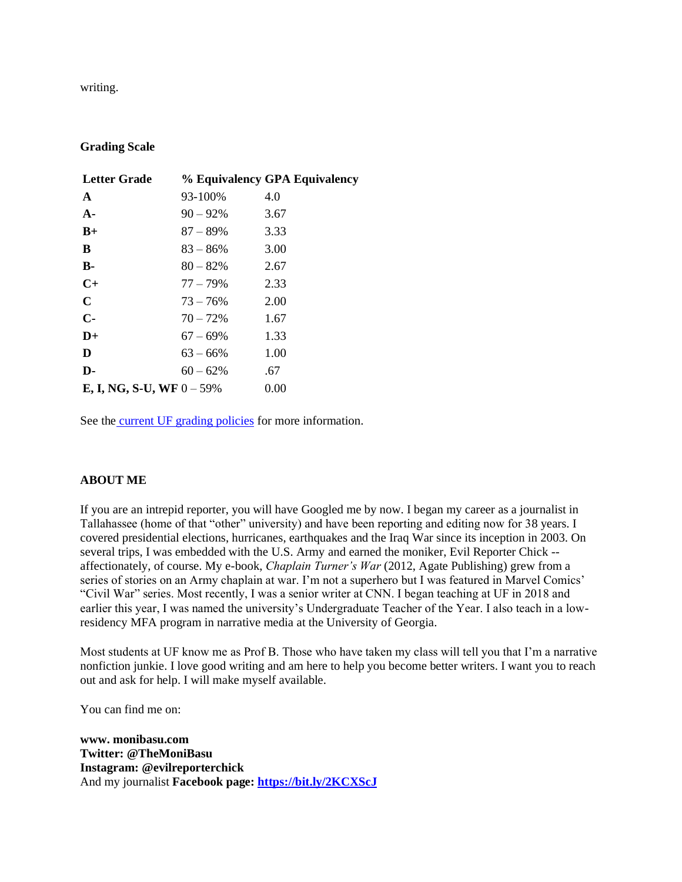writing.

**Grading Scale**

| **Letter Grade** | **% Equivalency** | **GPA Equivalency** |
|---|---|---|
| **A** | 93-100% | 4.0 |
| **A-** | 90 – 92% | 3.67 |
| **B+** | 87 – 89% | 3.33 |
| **B** | 83 – 86% | 3.00 |
| **B-** | 80 – 82% | 2.67 |
| **C+** | 77 – 79% | 2.33 |
| **C** | 73 – 76% | 2.00 |
| **C-** | 70 – 72% | 1.67 |
| **D+** | 67 – 69% | 1.33 |
| **D** | 63 – 66% | 1.00 |
| **D-** | 60 – 62% | .67 |
| **E, I, NG, S-U, WF** | 0 – 59% | 0.00 |

See the [current UF grading policies](#) for more information.

**ABOUT ME**

If you are an intrepid reporter, you will have Googled me by now. I began my career as a journalist in Tallahassee (home of that "other" university) and have been reporting and editing now for 38 years. I covered presidential elections, hurricanes, earthquakes and the Iraq War since its inception in 2003. On several trips, I was embedded with the U.S. Army and earned the moniker, Evil Reporter Chick -- affectionately, of course. My e-book, *Chaplain Turner's War* (2012, Agate Publishing) grew from a series of stories on an Army chaplain at war. I'm not a superhero but I was featured in Marvel Comics' "Civil War" series. Most recently, I was a senior writer at CNN. I began teaching at UF in 2018 and earlier this year, I was named the university's Undergraduate Teacher of the Year. I also teach in a low-residency MFA program in narrative media at the University of Georgia.

Most students at UF know me as Prof B. Those who have taken my class will tell you that I'm a narrative nonfiction junkie. I love good writing and am here to help you become better writers. I want you to reach out and ask for help. I will make myself available.

You can find me on:

**www. monibasu.com**
**Twitter: @TheMoniBasu**
**Instagram: @evilreporterchick**
And my journalist **Facebook page: [https://bit.ly/2KCXScJ](https://bit.ly/2KCXScJ)**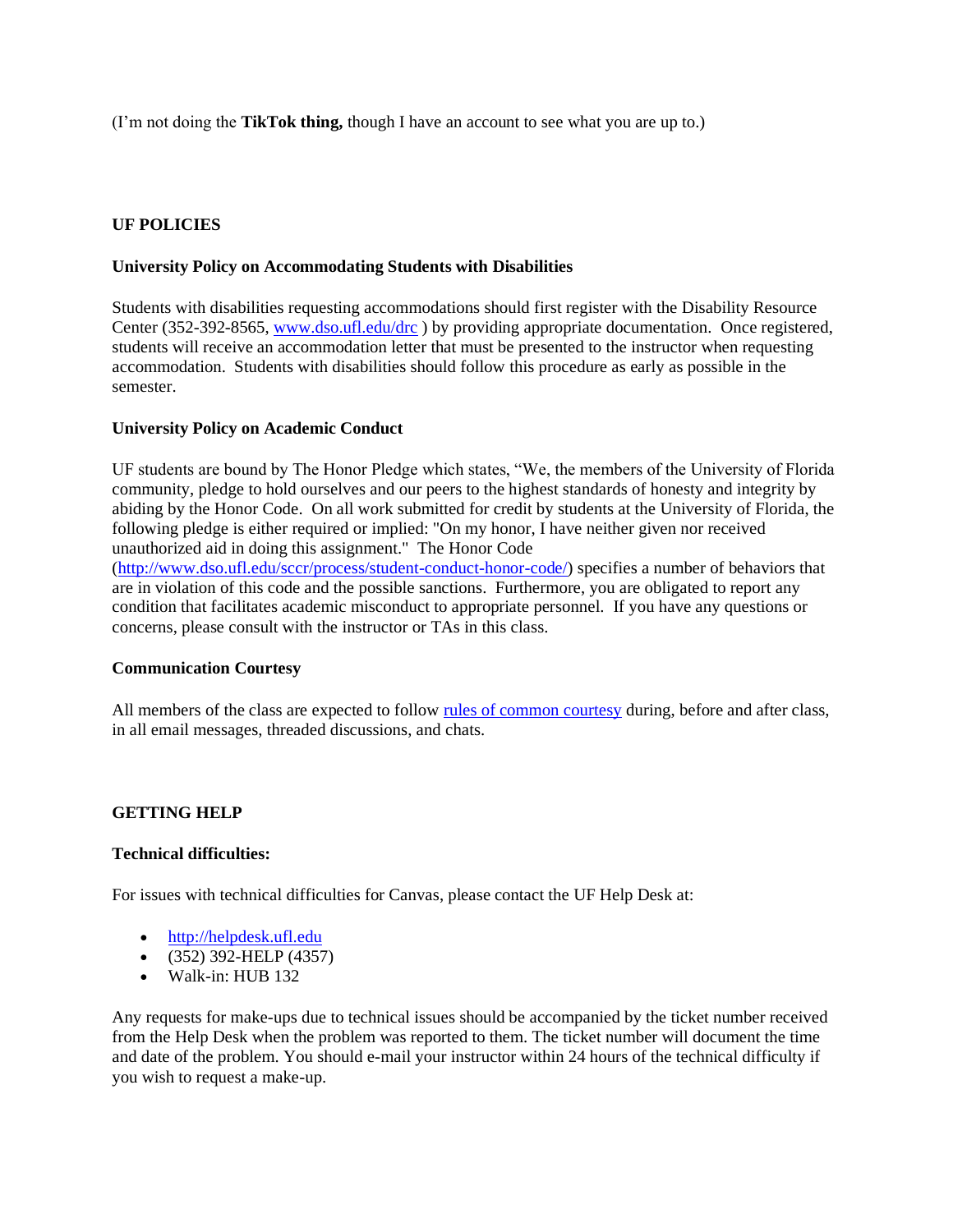(I'm not doing the **TikTok thing,** though I have an account to see what you are up to.)

## UF POLICIES

### University Policy on Accommodating Students with Disabilities

Students with disabilities requesting accommodations should first register with the Disability Resource Center (352-392-8565, [www.dso.ufl.edu/drc](www.dso.ufl.edu/drc) ) by providing appropriate documentation. Once registered, students will receive an accommodation letter that must be presented to the instructor when requesting accommodation. Students with disabilities should follow this procedure as early as possible in the semester.

### University Policy on Academic Conduct

UF students are bound by The Honor Pledge which states, "We, the members of the University of Florida community, pledge to hold ourselves and our peers to the highest standards of honesty and integrity by abiding by the Honor Code. On all work submitted for credit by students at the University of Florida, the following pledge is either required or implied: "On my honor, I have neither given nor received unauthorized aid in doing this assignment." The Honor Code ([http://www.dso.ufl.edu/sccr/process/student-conduct-honor-code/](http://www.dso.ufl.edu/sccr/process/student-conduct-honor-code/)) specifies a number of behaviors that are in violation of this code and the possible sanctions. Furthermore, you are obligated to report any condition that facilitates academic misconduct to appropriate personnel. If you have any questions or concerns, please consult with the instructor or TAs in this class.

### Communication Courtesy

All members of the class are expected to follow rules of common courtesy during, before and after class, in all email messages, threaded discussions, and chats.

## GETTING HELP

### Technical difficulties:

For issues with technical difficulties for Canvas, please contact the UF Help Desk at:

- [http://helpdesk.ufl.edu](http://helpdesk.ufl.edu)
- (352) 392-HELP (4357)
- Walk-in: HUB 132

Any requests for make-ups due to technical issues should be accompanied by the ticket number received from the Help Desk when the problem was reported to them. The ticket number will document the time and date of the problem. You should e-mail your instructor within 24 hours of the technical difficulty if you wish to request a make-up.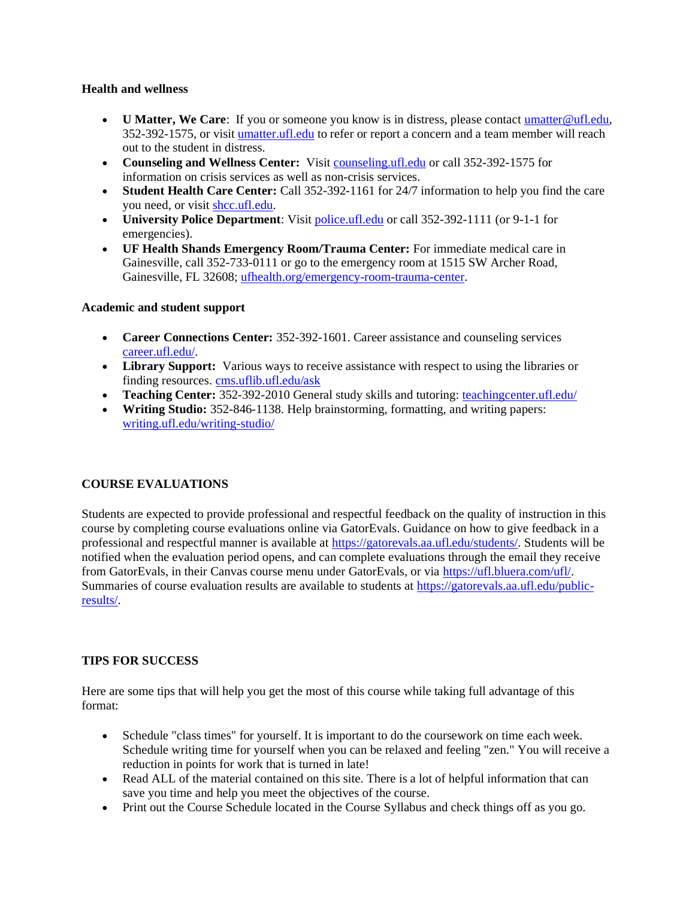**Health and wellness**

- **U Matter, We Care**: If you or someone you know is in distress, please contact umatter@ufl.edu, 352-392-1575, or visit umatter.ufl.edu to refer or report a concern and a team member will reach out to the student in distress.
- **Counseling and Wellness Center:** Visit counseling.ufl.edu or call 352-392-1575 for information on crisis services as well as non-crisis services.
- **Student Health Care Center:** Call 352-392-1161 for 24/7 information to help you find the care you need, or visit shcc.ufl.edu.
- **University Police Department**: Visit police.ufl.edu or call 352-392-1111 (or 9-1-1 for emergencies).
- **UF Health Shands Emergency Room/Trauma Center:** For immediate medical care in Gainesville, call 352-733-0111 or go to the emergency room at 1515 SW Archer Road, Gainesville, FL 32608; ufhealth.org/emergency-room-trauma-center.

**Academic and student support**

- **Career Connections Center:** 352-392-1601. Career assistance and counseling services career.ufl.edu/.
- **Library Support:** Various ways to receive assistance with respect to using the libraries or finding resources. cms.uflib.ufl.edu/ask
- **Teaching Center:** 352-392-2010 General study skills and tutoring: teachingcenter.ufl.edu/
- **Writing Studio:** 352-846-1138. Help brainstorming, formatting, and writing papers: writing.ufl.edu/writing-studio/

## COURSE EVALUATIONS

Students are expected to provide professional and respectful feedback on the quality of instruction in this course by completing course evaluations online via GatorEvals. Guidance on how to give feedback in a professional and respectful manner is available at https://gatorevals.aa.ufl.edu/students/. Students will be notified when the evaluation period opens, and can complete evaluations through the email they receive from GatorEvals, in their Canvas course menu under GatorEvals, or via https://ufl.bluera.com/ufl/. Summaries of course evaluation results are available to students at https://gatorevals.aa.ufl.edu/public-results/.

## TIPS FOR SUCCESS

Here are some tips that will help you get the most of this course while taking full advantage of this format:

- Schedule "class times" for yourself. It is important to do the coursework on time each week. Schedule writing time for yourself when you can be relaxed and feeling "zen." You will receive a reduction in points for work that is turned in late!
- Read ALL of the material contained on this site. There is a lot of helpful information that can save you time and help you meet the objectives of the course.
- Print out the Course Schedule located in the Course Syllabus and check things off as you go.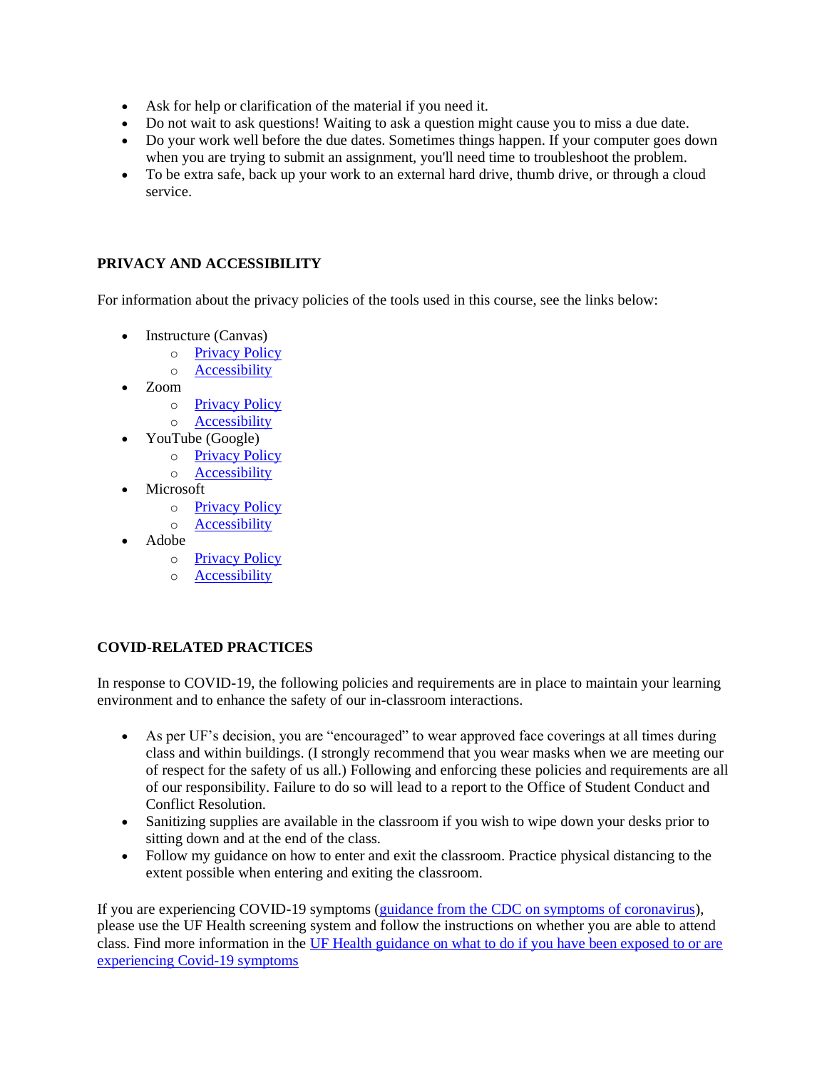- Ask for help or clarification of the material if you need it.
- Do not wait to ask questions! Waiting to ask a question might cause you to miss a due date.
- Do your work well before the due dates. Sometimes things happen. If your computer goes down when you are trying to submit an assignment, you'll need time to troubleshoot the problem.
- To be extra safe, back up your work to an external hard drive, thumb drive, or through a cloud service.

## PRIVACY AND ACCESSIBILITY

For information about the privacy policies of the tools used in this course, see the links below:

- Instructure (Canvas)
  - Privacy Policy
  - Accessibility
- Zoom
  - Privacy Policy
  - Accessibility
- YouTube (Google)
  - Privacy Policy
  - Accessibility
- Microsoft
  - Privacy Policy
  - Accessibility
- Adobe
  - Privacy Policy
  - Accessibility

## COVID-RELATED PRACTICES

In response to COVID-19, the following policies and requirements are in place to maintain your learning environment and to enhance the safety of our in-classroom interactions.

- As per UF's decision, you are "encouraged" to wear approved face coverings at all times during class and within buildings. (I strongly recommend that you wear masks when we are meeting our of respect for the safety of us all.) Following and enforcing these policies and requirements are all of our responsibility. Failure to do so will lead to a report to the Office of Student Conduct and Conflict Resolution.
- Sanitizing supplies are available in the classroom if you wish to wipe down your desks prior to sitting down and at the end of the class.
- Follow my guidance on how to enter and exit the classroom. Practice physical distancing to the extent possible when entering and exiting the classroom.

If you are experiencing COVID-19 symptoms (guidance from the CDC on symptoms of coronavirus), please use the UF Health screening system and follow the instructions on whether you are able to attend class. Find more information in the UF Health guidance on what to do if you have been exposed to or are experiencing Covid-19 symptoms